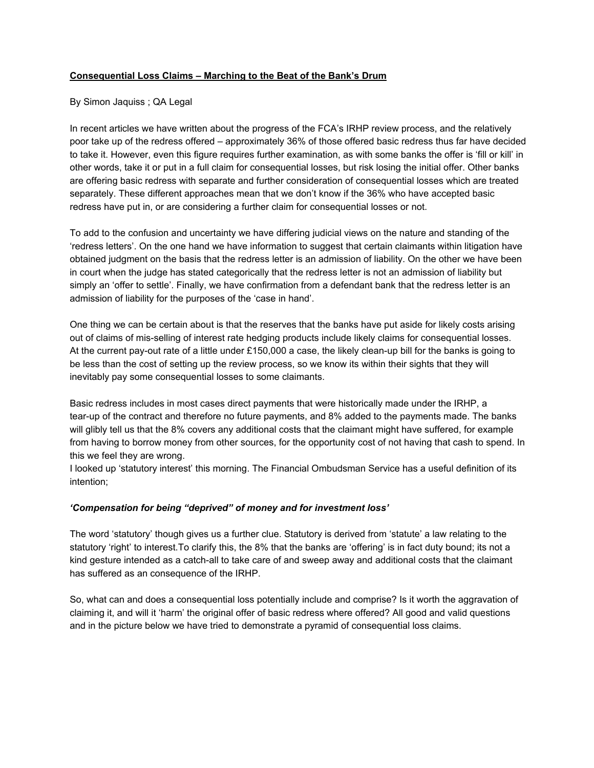**Consequential Loss Claims – Marching to the Beat of the Bank's Drum**

By Simon Jaquiss ; QA Legal

In recent articles we have written about the progress of the FCA's IRHP review process, and the relatively poor take up of the redress offered – approximately 36% of those offered basic redress thus far have decided to take it. However, even this figure requires further examination, as with some banks the offer is 'fill or kill' in other words, take it or put in a full claim for consequential losses, but risk losing the initial offer. Other banks are offering basic redress with separate and further consideration of consequential losses which are treated separately. These different approaches mean that we don't know if the 36% who have accepted basic redress have put in, or are considering a further claim for consequential losses or not.

To add to the confusion and uncertainty we have differing judicial views on the nature and standing of the 'redress letters'. On the one hand we have information to suggest that certain claimants within litigation have obtained judgment on the basis that the redress letter is an admission of liability. On the other we have been in court when the judge has stated categorically that the redress letter is not an admission of liability but simply an 'offer to settle'. Finally, we have confirmation from a defendant bank that the redress letter is an admission of liability for the purposes of the 'case in hand'.

One thing we can be certain about is that the reserves that the banks have put aside for likely costs arising out of claims of mis-selling of interest rate hedging products include likely claims for consequential losses. At the current pay-out rate of a little under £150,000 a case, the likely clean-up bill for the banks is going to be less than the cost of setting up the review process, so we know its within their sights that they will inevitably pay some consequential losses to some claimants.

Basic redress includes in most cases direct payments that were historically made under the IRHP, a tear-up of the contract and therefore no future payments, and 8% added to the payments made. The banks will glibly tell us that the 8% covers any additional costs that the claimant might have suffered, for example from having to borrow money from other sources, for the opportunity cost of not having that cash to spend. In this we feel they are wrong.
I looked up 'statutory interest' this morning. The Financial Ombudsman Service has a useful definition of its intention;

***'Compensation for being "deprived" of money and for investment loss'***

The word 'statutory' though gives us a further clue. Statutory is derived from 'statute' a law relating to the statutory 'right' to interest.To clarify this, the 8% that the banks are 'offering' is in fact duty bound; its not a kind gesture intended as a catch-all to take care of and sweep away and additional costs that the claimant has suffered as an consequence of the IRHP.

So, what can and does a consequential loss potentially include and comprise? Is it worth the aggravation of claiming it, and will it 'harm' the original offer of basic redress where offered? All good and valid questions and in the picture below we have tried to demonstrate a pyramid of consequential loss claims.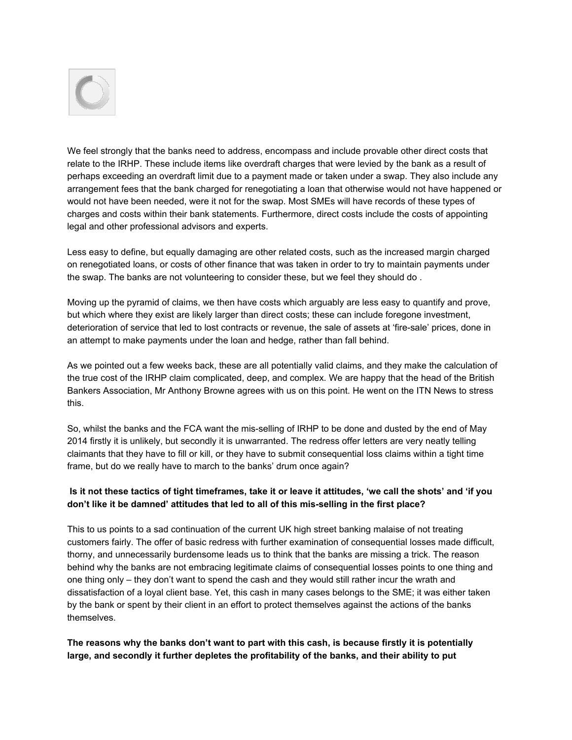We feel strongly that the banks need to address, encompass and include provable other direct costs that relate to the IRHP. These include items like overdraft charges that were levied by the bank as a result of perhaps exceeding an overdraft limit due to a payment made or taken under a swap. They also include any arrangement fees that the bank charged for renegotiating a loan that otherwise would not have happened or would not have been needed, were it not for the swap. Most SMEs will have records of these types of charges and costs within their bank statements. Furthermore, direct costs include the costs of appointing legal and other professional advisors and experts.

Less easy to define, but equally damaging are other related costs, such as the increased margin charged on renegotiated loans, or costs of other finance that was taken in order to try to maintain payments under the swap. The banks are not volunteering to consider these, but we feel they should do .

Moving up the pyramid of claims, we then have costs which arguably are less easy to quantify and prove, but which where they exist are likely larger than direct costs; these can include foregone investment, deterioration of service that led to lost contracts or revenue, the sale of assets at 'fire-sale' prices, done in an attempt to make payments under the loan and hedge, rather than fall behind.

As we pointed out a few weeks back, these are all potentially valid claims, and they make the calculation of the true cost of the IRHP claim complicated, deep, and complex. We are happy that the head of the British Bankers Association, Mr Anthony Browne agrees with us on this point. He went on the ITN News to stress this.

So, whilst the banks and the FCA want the mis-selling of IRHP to be done and dusted by the end of May 2014 firstly it is unlikely, but secondly it is unwarranted. The redress offer letters are very neatly telling claimants that they have to fill or kill, or they have to submit consequential loss claims within a tight time frame, but do we really have to march to the banks' drum once again?

**Is it not these tactics of tight timeframes, take it or leave it attitudes, 'we call the shots' and 'if you don't like it be damned' attitudes that led to all of this mis-selling in the first place?**

This to us points to a sad continuation of the current UK high street banking malaise of not treating customers fairly. The offer of basic redress with further examination of consequential losses made difficult, thorny, and unnecessarily burdensome leads us to think that the banks are missing a trick. The reason behind why the banks are not embracing legitimate claims of consequential losses points to one thing and one thing only – they don't want to spend the cash and they would still rather incur the wrath and dissatisfaction of a loyal client base. Yet, this cash in many cases belongs to the SME; it was either taken by the bank or spent by their client in an effort to protect themselves against the actions of the banks themselves.

**The reasons why the banks don't want to part with this cash, is because firstly it is potentially large, and secondly it further depletes the profitability of the banks, and their ability to put**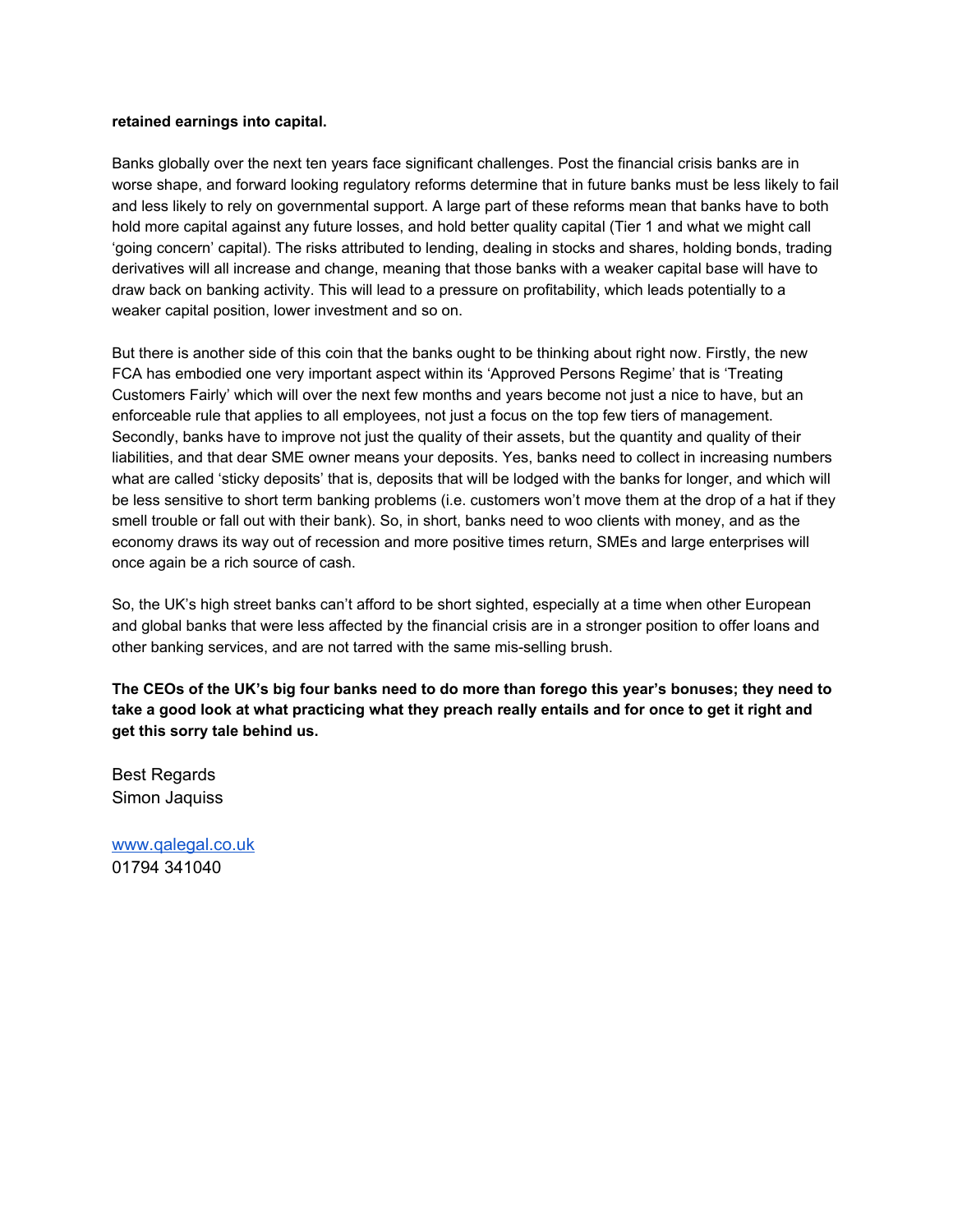**retained earnings into capital.**

Banks globally over the next ten years face significant challenges. Post the financial crisis banks are in worse shape, and forward looking regulatory reforms determine that in future banks must be less likely to fail and less likely to rely on governmental support. A large part of these reforms mean that banks have to both hold more capital against any future losses, and hold better quality capital (Tier 1 and what we might call 'going concern' capital). The risks attributed to lending, dealing in stocks and shares, holding bonds, trading derivatives will all increase and change, meaning that those banks with a weaker capital base will have to draw back on banking activity. This will lead to a pressure on profitability, which leads potentially to a weaker capital position, lower investment and so on.

But there is another side of this coin that the banks ought to be thinking about right now. Firstly, the new FCA has embodied one very important aspect within its 'Approved Persons Regime' that is 'Treating Customers Fairly' which will over the next few months and years become not just a nice to have, but an enforceable rule that applies to all employees, not just a focus on the top few tiers of management. Secondly, banks have to improve not just the quality of their assets, but the quantity and quality of their liabilities, and that dear SME owner means your deposits. Yes, banks need to collect in increasing numbers what are called 'sticky deposits' that is, deposits that will be lodged with the banks for longer, and which will be less sensitive to short term banking problems (i.e. customers won't move them at the drop of a hat if they smell trouble or fall out with their bank). So, in short, banks need to woo clients with money, and as the economy draws its way out of recession and more positive times return, SMEs and large enterprises will once again be a rich source of cash.

So, the UK's high street banks can't afford to be short sighted, especially at a time when other European and global banks that were less affected by the financial crisis are in a stronger position to offer loans and other banking services, and are not tarred with the same mis-selling brush.

**The CEOs of the UK's big four banks need to do more than forego this year's bonuses; they need to take a good look at what practicing what they preach really entails and for once to get it right and get this sorry tale behind us.**

Best Regards
Simon Jaquiss

www.qalegal.co.uk
01794 341040